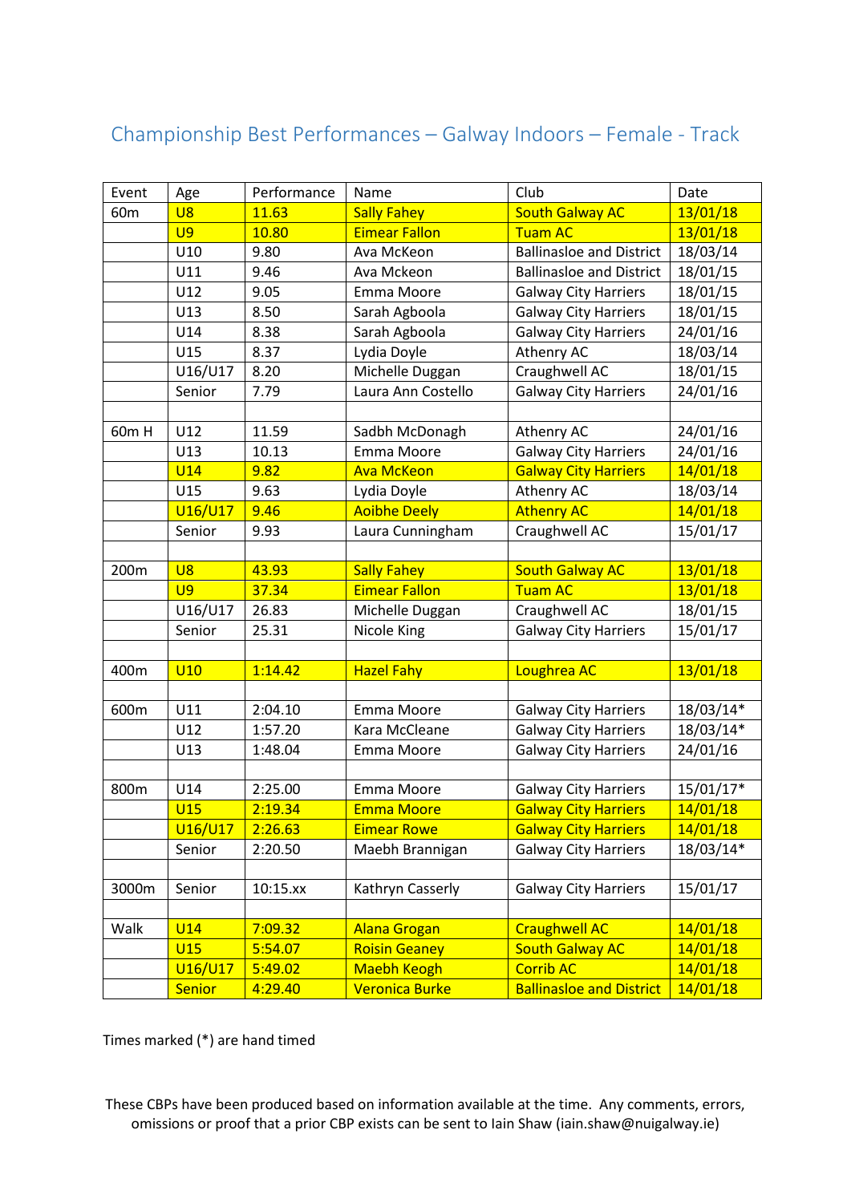# Championship Best Performances – Galway Indoors – Female - Track

| Event | Age | Performance | Name | Club | Date |
|---|---|---|---|---|---|
| 60m | U8 | 11.63 | Sally Fahey | South Galway AC | 13/01/18 |
| | U9 | 10.80 | Eimear Fallon | Tuam AC | 13/01/18 |
| | U10 | 9.80 | Ava McKeon | Ballinasloe and District | 18/03/14 |
| | U11 | 9.46 | Ava Mckeon | Ballinasloe and District | 18/01/15 |
| | U12 | 9.05 | Emma Moore | Galway City Harriers | 18/01/15 |
| | U13 | 8.50 | Sarah Agboola | Galway City Harriers | 18/01/15 |
| | U14 | 8.38 | Sarah Agboola | Galway City Harriers | 24/01/16 |
| | U15 | 8.37 | Lydia Doyle | Athenry AC | 18/03/14 |
| | U16/U17 | 8.20 | Michelle Duggan | Craughwell AC | 18/01/15 |
| | Senior | 7.79 | Laura Ann Costello | Galway City Harriers | 24/01/16 |
| | | | | | |
| 60m H | U12 | 11.59 | Sadbh McDonagh | Athenry AC | 24/01/16 |
| | U13 | 10.13 | Emma Moore | Galway City Harriers | 24/01/16 |
| | U14 | 9.82 | Ava McKeon | Galway City Harriers | 14/01/18 |
| | U15 | 9.63 | Lydia Doyle | Athenry AC | 18/03/14 |
| | U16/U17 | 9.46 | Aoibhe Deely | Athenry AC | 14/01/18 |
| | Senior | 9.93 | Laura Cunningham | Craughwell AC | 15/01/17 |
| | | | | | |
| 200m | U8 | 43.93 | Sally Fahey | South Galway AC | 13/01/18 |
| | U9 | 37.34 | Eimear Fallon | Tuam AC | 13/01/18 |
| | U16/U17 | 26.83 | Michelle Duggan | Craughwell AC | 18/01/15 |
| | Senior | 25.31 | Nicole King | Galway City Harriers | 15/01/17 |
| | | | | | |
| 400m | U10 | 1:14.42 | Hazel Fahy | Loughrea AC | 13/01/18 |
| | | | | | |
| 600m | U11 | 2:04.10 | Emma Moore | Galway City Harriers | 18/03/14* |
| | U12 | 1:57.20 | Kara McCleane | Galway City Harriers | 18/03/14* |
| | U13 | 1:48.04 | Emma Moore | Galway City Harriers | 24/01/16 |
| | | | | | |
| 800m | U14 | 2:25.00 | Emma Moore | Galway City Harriers | 15/01/17* |
| | U15 | 2:19.34 | Emma Moore | Galway City Harriers | 14/01/18 |
| | U16/U17 | 2:26.63 | Eimear Rowe | Galway City Harriers | 14/01/18 |
| | Senior | 2:20.50 | Maebh Brannigan | Galway City Harriers | 18/03/14* |
| | | | | | |
| 3000m | Senior | 10:15.xx | Kathryn Casserly | Galway City Harriers | 15/01/17 |
| | | | | | |
| Walk | U14 | 7:09.32 | Alana Grogan | Craughwell AC | 14/01/18 |
| | U15 | 5:54.07 | Roisin Geaney | South Galway AC | 14/01/18 |
| | U16/U17 | 5:49.02 | Maebh Keogh | Corrib AC | 14/01/18 |
| | Senior | 4:29.40 | Veronica Burke | Ballinasloe and District | 14/01/18 |

Times marked (*) are hand timed

These CBPs have been produced based on information available at the time. Any comments, errors, omissions or proof that a prior CBP exists can be sent to Iain Shaw (iain.shaw@nuigalway.ie)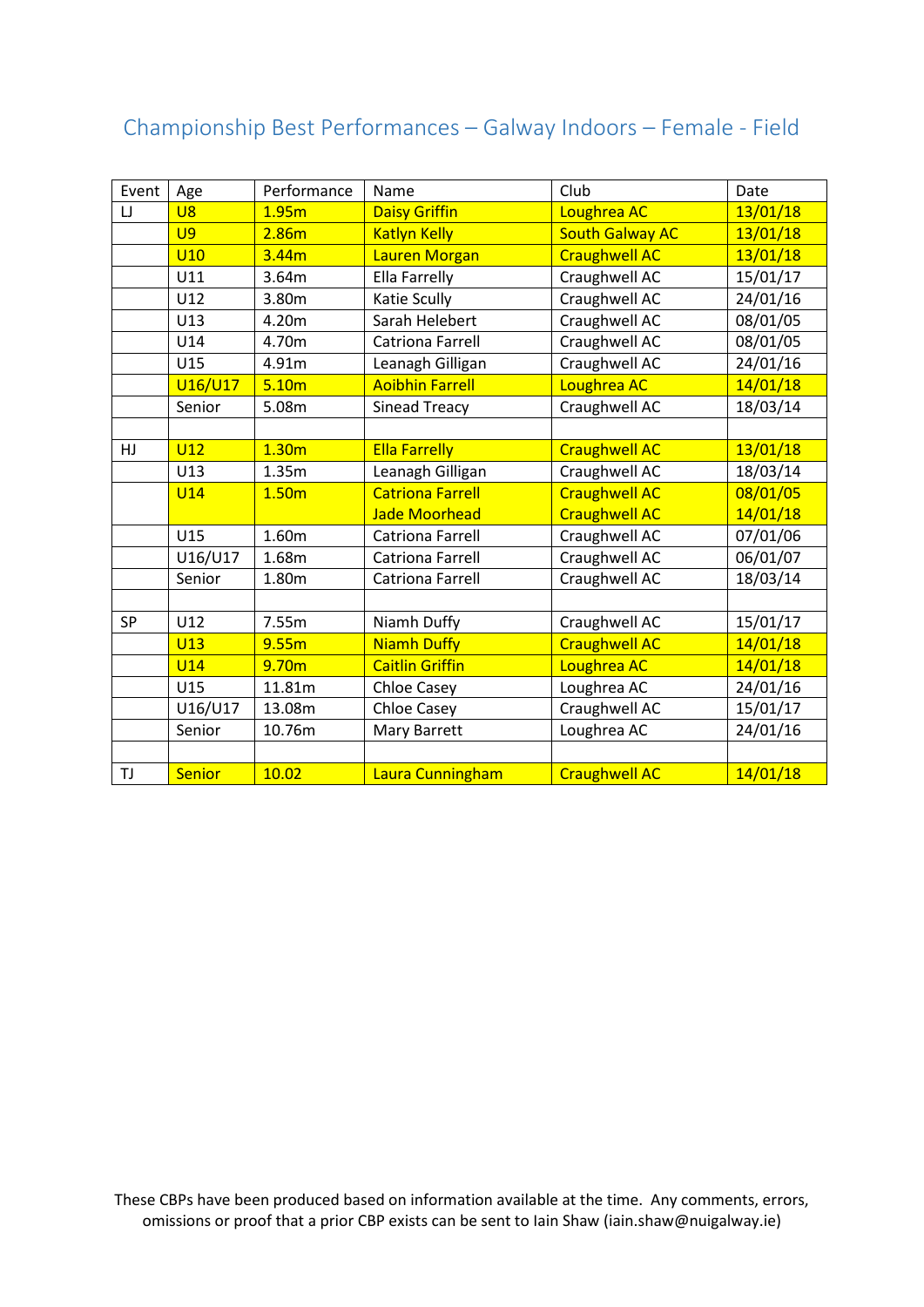# Championship Best Performances – Galway Indoors – Female - Field

| Event | Age | Performance | Name | Club | Date |
|---|---|---|---|---|---|
| LJ | U8 | 1.95m | Daisy Griffin | Loughrea AC | 13/01/18 |
| | U9 | 2.86m | Katlyn Kelly | South Galway AC | 13/01/18 |
| | U10 | 3.44m | Lauren Morgan | Craughwell AC | 13/01/18 |
| | U11 | 3.64m | Ella Farrelly | Craughwell AC | 15/01/17 |
| | U12 | 3.80m | Katie Scully | Craughwell AC | 24/01/16 |
| | U13 | 4.20m | Sarah Helebert | Craughwell AC | 08/01/05 |
| | U14 | 4.70m | Catriona Farrell | Craughwell AC | 08/01/05 |
| | U15 | 4.91m | Leanagh Gilligan | Craughwell AC | 24/01/16 |
| | U16/U17 | 5.10m | Aoibhin Farrell | Loughrea AC | 14/01/18 |
| | Senior | 5.08m | Sinead Treacy | Craughwell AC | 18/03/14 |
| | | | | | |
| HJ | U12 | 1.30m | Ella Farrelly | Craughwell AC | 13/01/18 |
| | U13 | 1.35m | Leanagh Gilligan | Craughwell AC | 18/03/14 |
| | U14 | 1.50m | Catriona Farrell | Craughwell AC | 08/01/05 |
| | | | Jade Moorhead | Craughwell AC | 14/01/18 |
| | U15 | 1.60m | Catriona Farrell | Craughwell AC | 07/01/06 |
| | U16/U17 | 1.68m | Catriona Farrell | Craughwell AC | 06/01/07 |
| | Senior | 1.80m | Catriona Farrell | Craughwell AC | 18/03/14 |
| | | | | | |
| SP | U12 | 7.55m | Niamh Duffy | Craughwell AC | 15/01/17 |
| | U13 | 9.55m | Niamh Duffy | Craughwell AC | 14/01/18 |
| | U14 | 9.70m | Caitlin Griffin | Loughrea AC | 14/01/18 |
| | U15 | 11.81m | Chloe Casey | Loughrea AC | 24/01/16 |
| | U16/U17 | 13.08m | Chloe Casey | Craughwell AC | 15/01/17 |
| | Senior | 10.76m | Mary Barrett | Loughrea AC | 24/01/16 |
| | | | | | |
| TJ | Senior | 10.02 | Laura Cunningham | Craughwell AC | 14/01/18 |

These CBPs have been produced based on information available at the time. Any comments, errors, omissions or proof that a prior CBP exists can be sent to Iain Shaw (iain.shaw@nuigalway.ie)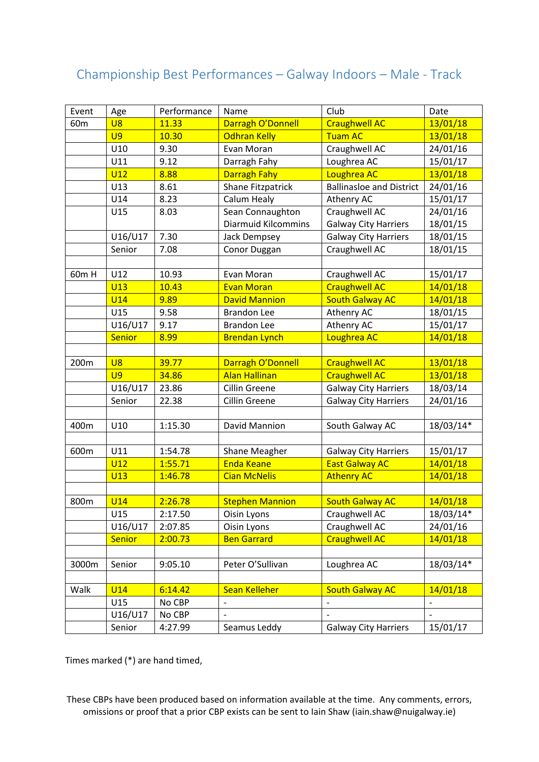# Championship Best Performances – Galway Indoors – Male - Track

| Event | Age | Performance | Name | Club | Date |
|---|---|---|---|---|---|
| 60m | U8 | 11.33 | Darragh O'Donnell | Craughwell AC | 13/01/18 |
| | U9 | 10.30 | Odhran Kelly | Tuam AC | 13/01/18 |
| | U10 | 9.30 | Evan Moran | Craughwell AC | 24/01/16 |
| | U11 | 9.12 | Darragh Fahy | Loughrea AC | 15/01/17 |
| | U12 | 8.88 | Darragh Fahy | Loughrea AC | 13/01/18 |
| | U13 | 8.61 | Shane Fitzpatrick | Ballinasloe and District | 24/01/16 |
| | U14 | 8.23 | Calum Healy | Athenry AC | 15/01/17 |
| | U15 | 8.03 | Sean Connaughton<br>Diarmuid Kilcommins | Craughwell AC<br>Galway City Harriers | 24/01/16<br>18/01/15 |
| | U16/U17 | 7.30 | Jack Dempsey | Galway City Harriers | 18/01/15 |
| | Senior | 7.08 | Conor Duggan | Craughwell AC | 18/01/15 |
| | | | | | |
| 60m H | U12 | 10.93 | Evan Moran | Craughwell AC | 15/01/17 |
| | U13 | 10.43 | Evan Moran | Craughwell AC | 14/01/18 |
| | U14 | 9.89 | David Mannion | South Galway AC | 14/01/18 |
| | U15 | 9.58 | Brandon Lee | Athenry AC | 18/01/15 |
| | U16/U17 | 9.17 | Brandon Lee | Athenry AC | 15/01/17 |
| | Senior | 8.99 | Brendan Lynch | Loughrea AC | 14/01/18 |
| | | | | | |
| 200m | U8 | 39.77 | Darragh O'Donnell | Craughwell AC | 13/01/18 |
| | U9 | 34.86 | Alan Hallinan | Craughwell AC | 13/01/18 |
| | U16/U17 | 23.86 | Cillin Greene | Galway City Harriers | 18/03/14 |
| | Senior | 22.38 | Cillin Greene | Galway City Harriers | 24/01/16 |
| | | | | | |
| 400m | U10 | 1:15.30 | David Mannion | South Galway AC | 18/03/14* |
| | | | | | |
| 600m | U11 | 1:54.78 | Shane Meagher | Galway City Harriers | 15/01/17 |
| | U12 | 1:55.71 | Enda Keane | East Galway AC | 14/01/18 |
| | U13 | 1:46.78 | Cian McNelis | Athenry AC | 14/01/18 |
| | | | | | |
| 800m | U14 | 2:26.78 | Stephen Mannion | South Galway AC | 14/01/18 |
| | U15 | 2:17.50 | Oisin Lyons | Craughwell AC | 18/03/14* |
| | U16/U17 | 2:07.85 | Oisin Lyons | Craughwell AC | 24/01/16 |
| | Senior | 2:00.73 | Ben Garrard | Craughwell AC | 14/01/18 |
| | | | | | |
| 3000m | Senior | 9:05.10 | Peter O'Sullivan | Loughrea AC | 18/03/14* |
| | | | | | |
| Walk | U14 | 6:14.42 | Sean Kelleher | South Galway AC | 14/01/18 |
| | U15 | No CBP | - | - | - |
| | U16/U17 | No CBP | - | - | - |
| | Senior | 4:27.99 | Seamus Leddy | Galway City Harriers | 15/01/17 |

Times marked (*) are hand timed,

These CBPs have been produced based on information available at the time. Any comments, errors, omissions or proof that a prior CBP exists can be sent to Iain Shaw (iain.shaw@nuigalway.ie)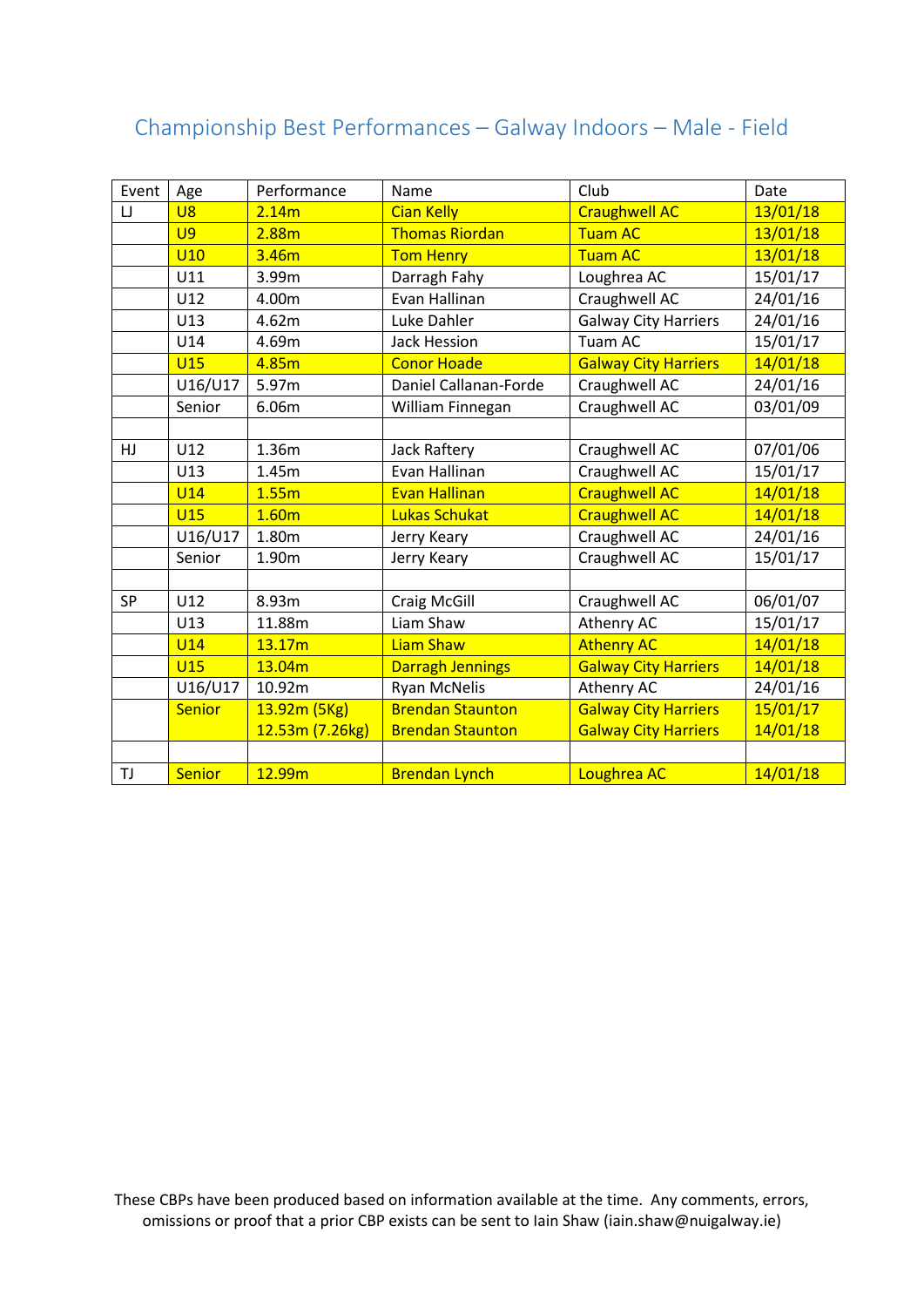# Championship Best Performances – Galway Indoors – Male - Field

| Event | Age | Performance | Name | Club | Date |
|---|---|---|---|---|---|
| LJ | U8 | 2.14m | Cian Kelly | Craughwell AC | 13/01/18 |
| | U9 | 2.88m | Thomas Riordan | Tuam AC | 13/01/18 |
| | U10 | 3.46m | Tom Henry | Tuam AC | 13/01/18 |
| | U11 | 3.99m | Darragh Fahy | Loughrea AC | 15/01/17 |
| | U12 | 4.00m | Evan Hallinan | Craughwell AC | 24/01/16 |
| | U13 | 4.62m | Luke Dahler | Galway City Harriers | 24/01/16 |
| | U14 | 4.69m | Jack Hession | Tuam AC | 15/01/17 |
| | U15 | 4.85m | Conor Hoade | Galway City Harriers | 14/01/18 |
| | U16/U17 | 5.97m | Daniel Callanan-Forde | Craughwell AC | 24/01/16 |
| | Senior | 6.06m | William Finnegan | Craughwell AC | 03/01/09 |
| | | | | | |
| HJ | U12 | 1.36m | Jack Raftery | Craughwell AC | 07/01/06 |
| | U13 | 1.45m | Evan Hallinan | Craughwell AC | 15/01/17 |
| | U14 | 1.55m | Evan Hallinan | Craughwell AC | 14/01/18 |
| | U15 | 1.60m | Lukas Schukat | Craughwell AC | 14/01/18 |
| | U16/U17 | 1.80m | Jerry Keary | Craughwell AC | 24/01/16 |
| | Senior | 1.90m | Jerry Keary | Craughwell AC | 15/01/17 |
| | | | | | |
| SP | U12 | 8.93m | Craig McGill | Craughwell AC | 06/01/07 |
| | U13 | 11.88m | Liam Shaw | Athenry AC | 15/01/17 |
| | U14 | 13.17m | Liam Shaw | Athenry AC | 14/01/18 |
| | U15 | 13.04m | Darragh Jennings | Galway City Harriers | 14/01/18 |
| | U16/U17 | 10.92m | Ryan McNelis | Athenry AC | 24/01/16 |
| | Senior | 13.92m (5Kg) | Brendan Staunton | Galway City Harriers | 15/01/17 |
| | | 12.53m (7.26kg) | Brendan Staunton | Galway City Harriers | 14/01/18 |
| | | | | | |
| TJ | Senior | 12.99m | Brendan Lynch | Loughrea AC | 14/01/18 |

These CBPs have been produced based on information available at the time. Any comments, errors, omissions or proof that a prior CBP exists can be sent to Iain Shaw (iain.shaw@nuigalway.ie)